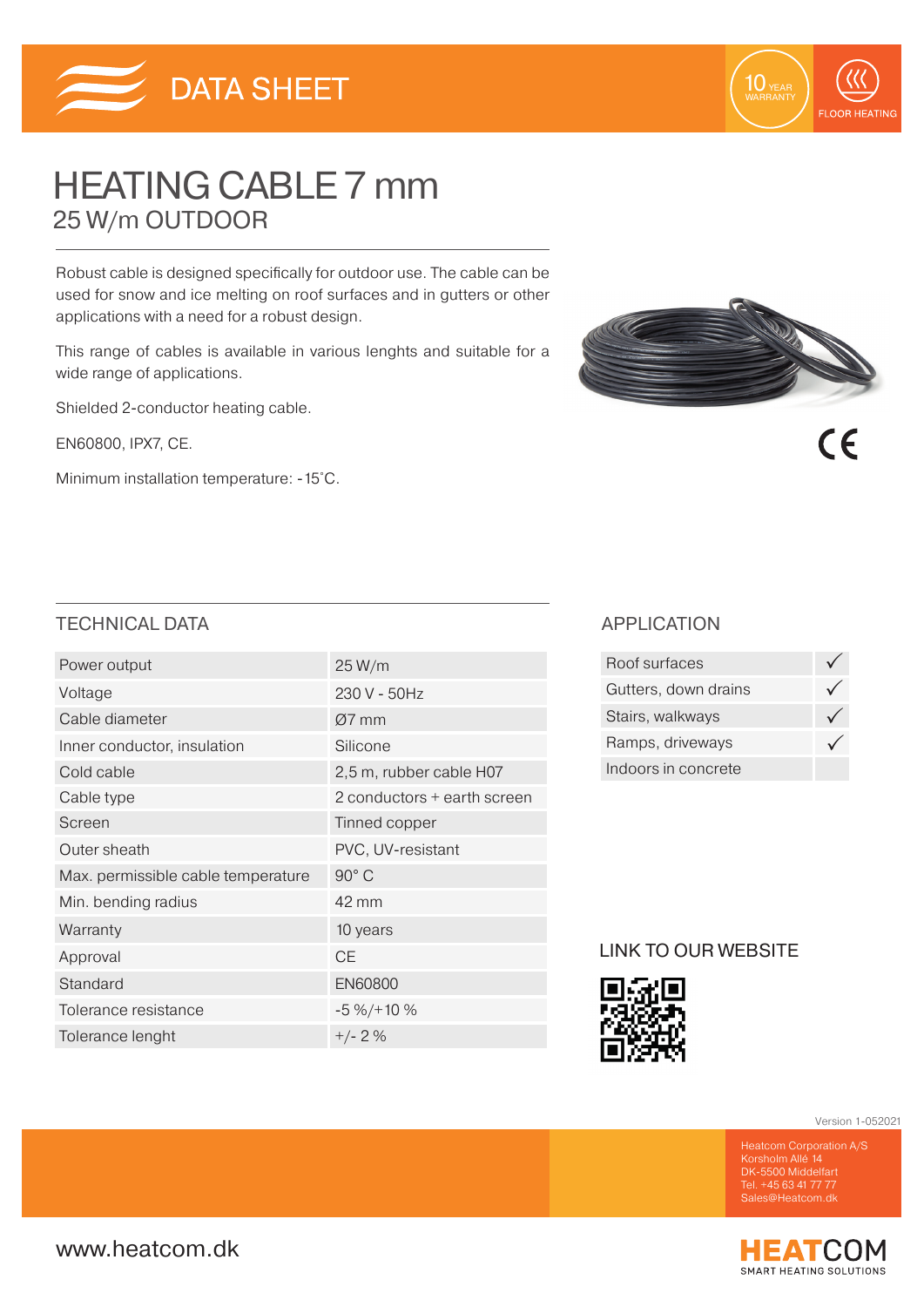DATA SHEET

10 YEAR WARRANTY

FLOOR HEATING

# HEATING CABLE 7 mm

## 25 W/m OUTDOOR

Robust cable is designed specifically for outdoor use. The cable can be used for snow and ice melting on roof surfaces and in gutters or other applications with a need for a robust design.

This range of cables is available in various lenghts and suitable for a wide range of applications.

Shielded 2-conductor heating cable.

EN60800, IPX7, CE.

Minimum installation temperature: -15˚C.

CE

## TECHNICAL DATA

| | |
|---|---|
| Power output | 25 W/m |
| Voltage | 230 V - 50Hz |
| Cable diameter | Ø7 mm |
| Inner conductor, insulation | Silicone |
| Cold cable | 2,5 m, rubber cable H07 |
| Cable type | 2 conductors + earth screen |
| Screen | Tinned copper |
| Outer sheath | PVC, UV-resistant |
| Max. permissible cable temperature | 90° C |
| Min. bending radius | 42 mm |
| Warranty | 10 years |
| Approval | CE |
| Standard | EN60800 |
| Tolerance resistance | -5 %/+10 % |
| Tolerance lenght | +/- 2 % |

## APPLICATION

| | |
|---|---|
| Roof surfaces | ✓ |
| Gutters, down drains | ✓ |
| Stairs, walkways | ✓ |
| Ramps, driveways | ✓ |
| Indoors in concrete | |

## LINK TO OUR WEBSITE

Version 1-052021

Heatcom Corporation A/S
Korsholm Allé 14
DK-5500 Middelfart
Tel. +45 63 41 77 77
Sales@Heatcom.dk

www.heatcom.dk

HEATCOM
SMART HEATING SOLUTIONS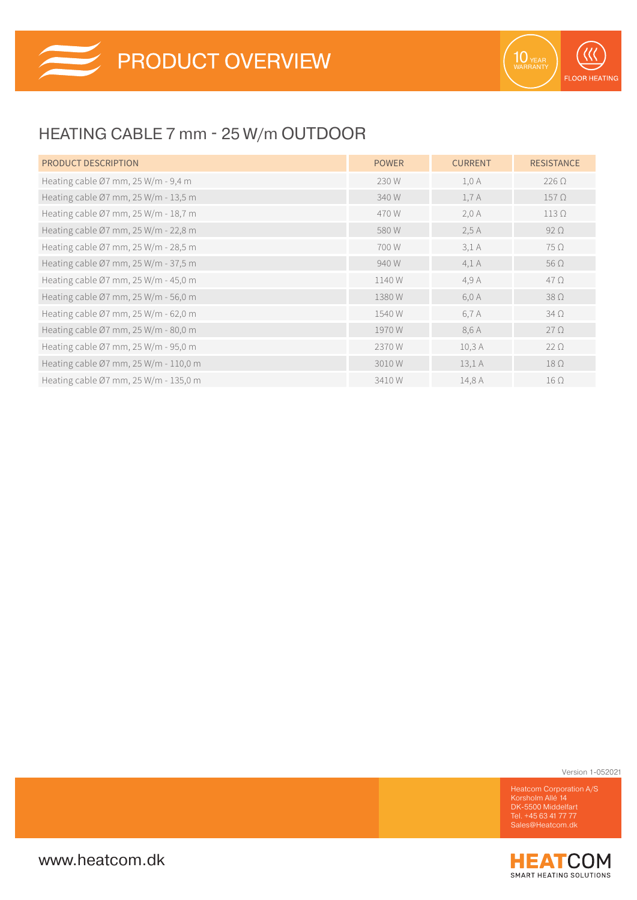# PRODUCT OVERVIEW

10 YEAR WARRANTY

FLOOR HEATING

## HEATING CABLE 7 mm - 25 W/m OUTDOOR

| PRODUCT DESCRIPTION | POWER | CURRENT | RESISTANCE |
|---|---|---|---|
| Heating cable Ø7 mm, 25 W/m - 9,4 m | 230 W | 1,0 A | 226 Ω |
| Heating cable Ø7 mm, 25 W/m - 13,5 m | 340 W | 1,7 A | 157 Ω |
| Heating cable Ø7 mm, 25 W/m - 18,7 m | 470 W | 2,0 A | 113 Ω |
| Heating cable Ø7 mm, 25 W/m - 22,8 m | 580 W | 2,5 A | 92 Ω |
| Heating cable Ø7 mm, 25 W/m - 28,5 m | 700 W | 3,1 A | 75 Ω |
| Heating cable Ø7 mm, 25 W/m - 37,5 m | 940 W | 4,1 A | 56 Ω |
| Heating cable Ø7 mm, 25 W/m - 45,0 m | 1140 W | 4,9 A | 47 Ω |
| Heating cable Ø7 mm, 25 W/m - 56,0 m | 1380 W | 6,0 A | 38 Ω |
| Heating cable Ø7 mm, 25 W/m - 62,0 m | 1540 W | 6,7 A | 34 Ω |
| Heating cable Ø7 mm, 25 W/m - 80,0 m | 1970 W | 8,6 A | 27 Ω |
| Heating cable Ø7 mm, 25 W/m - 95,0 m | 2370 W | 10,3 A | 22 Ω |
| Heating cable Ø7 mm, 25 W/m - 110,0 m | 3010 W | 13,1 A | 18 Ω |
| Heating cable Ø7 mm, 25 W/m - 135,0 m | 3410 W | 14,8 A | 16 Ω |

Version 1-052021

Heatcom Corporation A/S
Korsholm Allé 14
DK-5500 Middelfart
Tel. +45 63 41 77 77
Sales@Heatcom.dk

www.heatcom.dk

HEATCOM
SMART HEATING SOLUTIONS